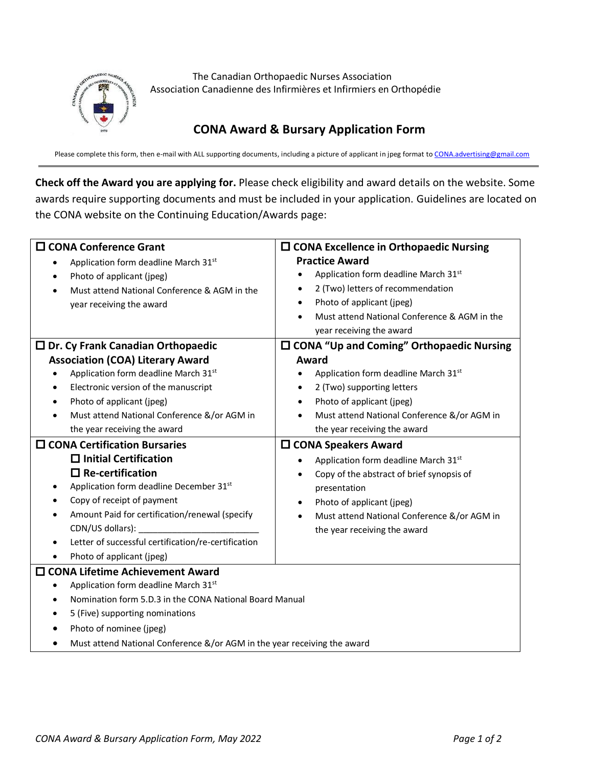The Canadian Orthopaedic Nurses Association
Association Canadienne des Infirmières et Infirmiers en Orthopédie

# CONA Award & Bursary Application Form

Please complete this form, then e-mail with ALL supporting documents, including a picture of applicant in jpeg format to CONA.advertising@gmail.com

**Check off the Award you are applying for.** Please check eligibility and award details on the website. Some awards require supporting documents and must be included in your application. Guidelines are located on the CONA website on the Continuing Education/Awards page:

| | |
|---|---|
| ☐ **CONA Conference Grant**<br>• Application form deadline March 31st<br>• Photo of applicant (jpeg)<br>• Must attend National Conference & AGM in the year receiving the award | ☐ **CONA Excellence in Orthopaedic Nursing Practice Award**<br>• Application form deadline March 31st<br>• 2 (Two) letters of recommendation<br>• Photo of applicant (jpeg)<br>• Must attend National Conference & AGM in the year receiving the award |
| ☐ **Dr. Cy Frank Canadian Orthopaedic Association (COA) Literary Award**<br>• Application form deadline March 31st<br>• Electronic version of the manuscript<br>• Photo of applicant (jpeg)<br>• Must attend National Conference &/or AGM in the year receiving the award | ☐ **CONA "Up and Coming" Orthopaedic Nursing Award**<br>• Application form deadline March 31st<br>• 2 (Two) supporting letters<br>• Photo of applicant (jpeg)<br>• Must attend National Conference &/or AGM in the year receiving the award |
| ☐ **CONA Certification Bursaries**<br>☐ **Initial Certification**<br>☐ **Re-certification**<br>• Application form deadline December 31st<br>• Copy of receipt of payment<br>• Amount Paid for certification/renewal (specify CDN/US dollars): ________________________<br>• Letter of successful certification/re-certification<br>• Photo of applicant (jpeg) | ☐ **CONA Speakers Award**<br>• Application form deadline March 31st<br>• Copy of the abstract of brief synopsis of presentation<br>• Photo of applicant (jpeg)<br>• Must attend National Conference &/or AGM in the year receiving the award |
| ☐ **CONA Lifetime Achievement Award**<br>• Application form deadline March 31st<br>• Nomination form 5.D.3 in the CONA National Board Manual<br>• 5 (Five) supporting nominations<br>• Photo of nominee (jpeg)<br>• Must attend National Conference &/or AGM in the year receiving the award | |

*CONA Award & Bursary Application Form, May 2022*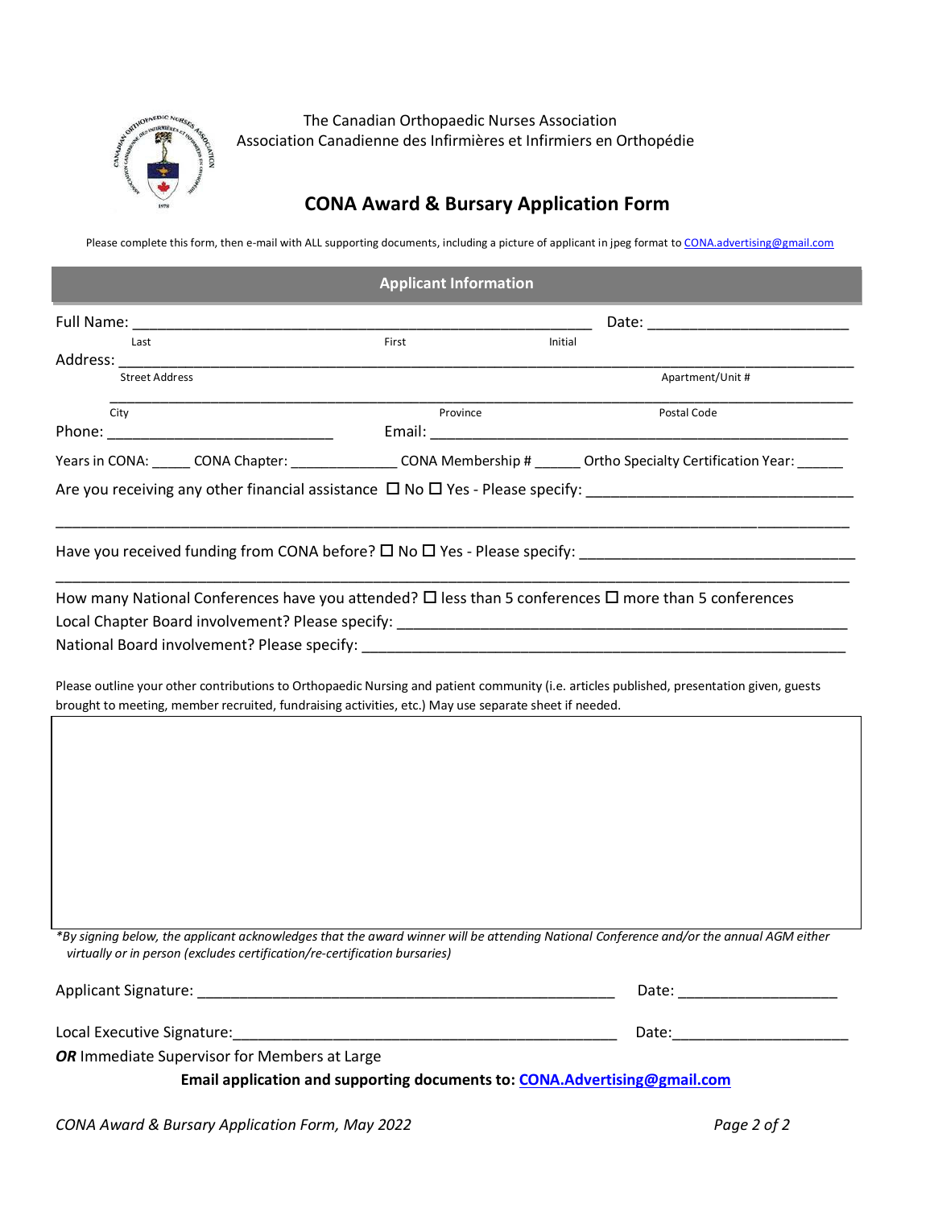The Canadian Orthopaedic Nurses Association
Association Canadienne des Infirmières et Infirmiers en Orthopédie

# CONA Award & Bursary Application Form

Please complete this form, then e-mail with ALL supporting documents, including a picture of applicant in jpeg format to CONA.advertising@gmail.com

## Applicant Information

Full Name: ________________________________________________ Date: ____________________
Last First Initial

Address: ______________________________________________________________________
Street Address Apartment/Unit #

______________________________________________________________________
City Province Postal Code

Phone: ________________________ Email: ____________________________________________

Years in CONA: _____ CONA Chapter: ____________ CONA Membership # ______ Ortho Specialty Certification Year: ______

Are you receiving any other financial assistance ☐ No ☐ Yes - Please specify: ______________________________

______________________________________________________________________

Have you received funding from CONA before? ☐ No ☐ Yes - Please specify: ______________________________

______________________________________________________________________

How many National Conferences have you attended? ☐ less than 5 conferences ☐ more than 5 conferences

Local Chapter Board involvement? Please specify: ____________________________________________

National Board involvement? Please specify: ________________________________________________

Please outline your other contributions to Orthopaedic Nursing and patient community (i.e. articles published, presentation given, guests brought to meeting, member recruited, fundraising activities, etc.) May use separate sheet if needed.

*\*By signing below, the applicant acknowledges that the award winner will be attending National Conference and/or the annual AGM either virtually or in person (excludes certification/re-certification bursaries)*

Applicant Signature: ____________________________________________ Date: ________________

Local Executive Signature:_______________________________________ Date:_________________

***OR*** Immediate Supervisor for Members at Large

**Email application and supporting documents to: CONA.Advertising@gmail.com**

*CONA Award & Bursary Application Form, May 2022*